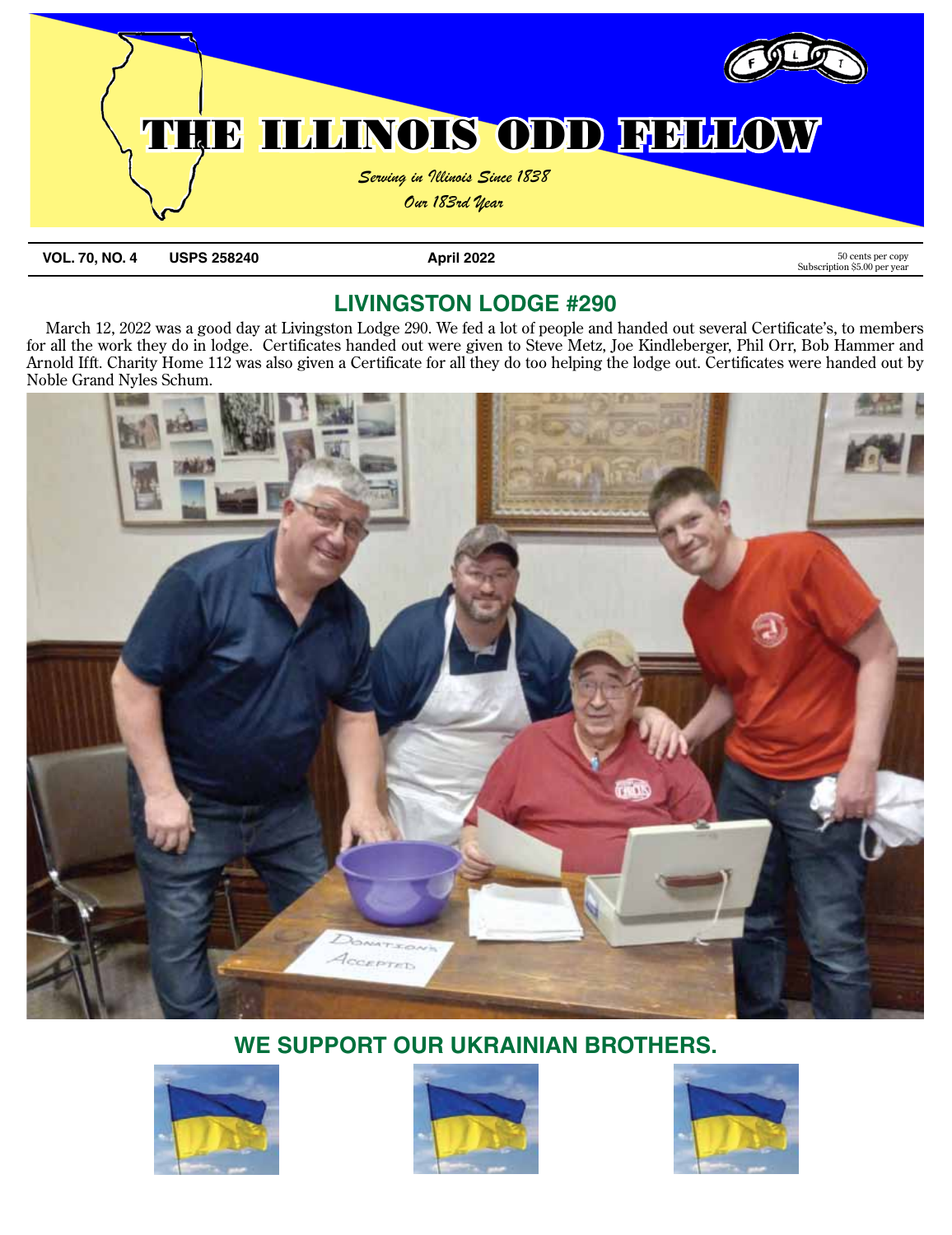# THE ILLINOIS ODD FELLOW

*Serving in Illinois Since 1838*

*Our 183rd Year*

**VOL. 70, NO. 4** **USPS 258240** **April 2022** 50 cents per copy Subscription $5.00 per year

## LIVINGSTON LODGE #290

March 12, 2022 was a good day at Livingston Lodge 290. We fed a lot of people and handed out several Certificate's, to members for all the work they do in lodge. Certificates handed out were given to Steve Metz, Joe Kindleberger, Phil Orr, Bob Hammer and Arnold Ifft. Charity Home 112 was also given a Certificate for all they do too helping the lodge out. Certificates were handed out by Noble Grand Nyles Schum.

## WE SUPPORT OUR UKRAINIAN BROTHERS.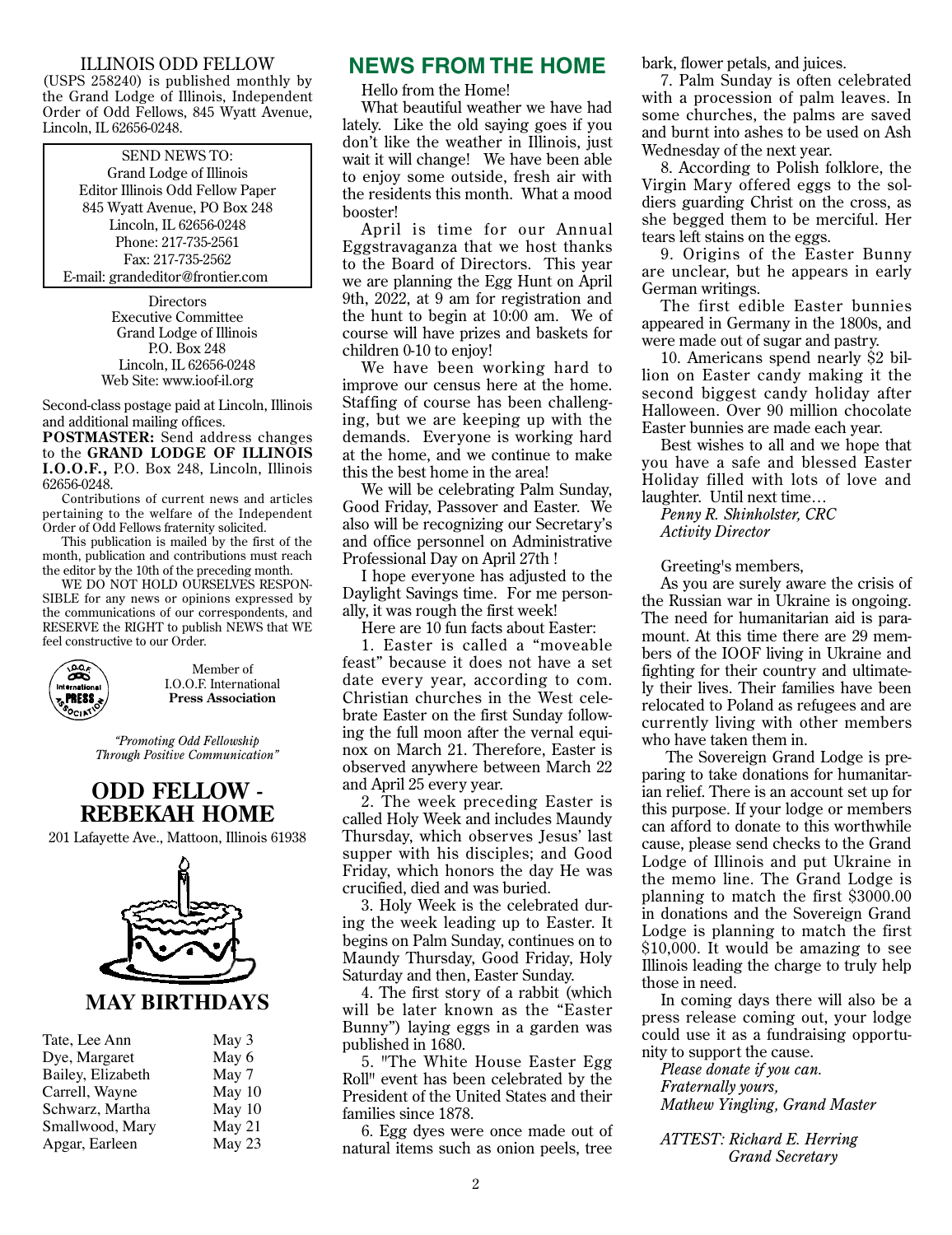ILLINOIS ODD FELLOW
(USPS 258240) is published monthly by the Grand Lodge of Illinois, Independent Order of Odd Fellows, 845 Wyatt Avenue, Lincoln, IL 62656-0248.

SEND NEWS TO:
Grand Lodge of Illinois
Editor Illinois Odd Fellow Paper
845 Wyatt Avenue, PO Box 248
Lincoln, IL 62656-0248
Phone: 217-735-2561
Fax: 217-735-2562
E-mail: grandeditor@frontier.com

Directors
Executive Committee
Grand Lodge of Illinois
P.O. Box 248
Lincoln, IL 62656-0248
Web Site: www.ioof-il.org

Second-class postage paid at Lincoln, Illinois and additional mailing offices.

**POSTMASTER:** Send address changes to the **GRAND LODGE OF ILLINOIS I.O.O.F.,** P.O. Box 248, Lincoln, Illinois 62656-0248.

Contributions of current news and articles pertaining to the welfare of the Independent Order of Odd Fellows fraternity solicited.

This publication is mailed by the first of the month, publication and contributions must reach the editor by the 10th of the preceding month.

WE DO NOT HOLD OURSELVES RESPONSIBLE for any news or opinions expressed by the communications of our correspondents, and RESERVE the RIGHT to publish NEWS that WE feel constructive to our Order.

Member of
I.O.O.F. International
**Press Association**

*"Promoting Odd Fellowship Through Positive Communication"*

## ODD FELLOW - REBEKAH HOME

201 Lafayette Ave., Mattoon, Illinois 61938

## MAY BIRTHDAYS

| Name | Date |
|---|---|
| Tate, Lee Ann | May 3 |
| Dye, Margaret | May 6 |
| Bailey, Elizabeth | May 7 |
| Carrell, Wayne | May 10 |
| Schwarz, Martha | May 10 |
| Smallwood, Mary | May 21 |
| Apgar, Earleen | May 23 |

## NEWS FROM THE HOME

Hello from the Home!

What beautiful weather we have had lately. Like the old saying goes if you don't like the weather in Illinois, just wait it will change! We have been able to enjoy some outside, fresh air with the residents this month. What a mood booster!

April is time for our Annual Eggstravaganza that we host thanks to the Board of Directors. This year we are planning the Egg Hunt on April 9th, 2022, at 9 am for registration and the hunt to begin at 10:00 am. We of course will have prizes and baskets for children 0-10 to enjoy!

We have been working hard to improve our census here at the home. Staffing of course has been challenging, but we are keeping up with the demands. Everyone is working hard at the home, and we continue to make this the best home in the area!

We will be celebrating Palm Sunday, Good Friday, Passover and Easter. We also will be recognizing our Secretary's and office personnel on Administrative Professional Day on April 27th !

I hope everyone has adjusted to the Daylight Savings time. For me personally, it was rough the first week!

Here are 10 fun facts about Easter:

1. Easter is called a "moveable feast" because it does not have a set date every year, according to com. Christian churches in the West celebrate Easter on the first Sunday following the full moon after the vernal equinox on March 21. Therefore, Easter is observed anywhere between March 22 and April 25 every year.

2. The week preceding Easter is called Holy Week and includes Maundy Thursday, which observes Jesus' last supper with his disciples; and Good Friday, which honors the day He was crucified, died and was buried.

3. Holy Week is the celebrated during the week leading up to Easter. It begins on Palm Sunday, continues on to Maundy Thursday, Good Friday, Holy Saturday and then, Easter Sunday.

4. The first story of a rabbit (which will be later known as the "Easter Bunny") laying eggs in a garden was published in 1680.

5. "The White House Easter Egg Roll" event has been celebrated by the President of the United States and their families since 1878.

6. Egg dyes were once made out of natural items such as onion peels, tree bark, flower petals, and juices.

7. Palm Sunday is often celebrated with a procession of palm leaves. In some churches, the palms are saved and burnt into ashes to be used on Ash Wednesday of the next year.

8. According to Polish folklore, the Virgin Mary offered eggs to the soldiers guarding Christ on the cross, as she begged them to be merciful. Her tears left stains on the eggs.

9. Origins of the Easter Bunny are unclear, but he appears in early German writings.

The first edible Easter bunnies appeared in Germany in the 1800s, and were made out of sugar and pastry.

10. Americans spend nearly $2 billion on Easter candy making it the second biggest candy holiday after Halloween. Over 90 million chocolate Easter bunnies are made each year.

Best wishes to all and we hope that you have a safe and blessed Easter Holiday filled with lots of love and laughter. Until next time…

*Penny R. Shinholster, CRC*
*Activity Director*

Greeting's members,

As you are surely aware the crisis of the Russian war in Ukraine is ongoing. The need for humanitarian aid is paramount. At this time there are 29 members of the IOOF living in Ukraine and fighting for their country and ultimately their lives. Their families have been relocated to Poland as refugees and are currently living with other members who have taken them in.

The Sovereign Grand Lodge is preparing to take donations for humanitarian relief. There is an account set up for this purpose. If your lodge or members can afford to donate to this worthwhile cause, please send checks to the Grand Lodge of Illinois and put Ukraine in the memo line. The Grand Lodge is planning to match the first $3000.00 in donations and the Sovereign Grand Lodge is planning to match the first $10,000. It would be amazing to see Illinois leading the charge to truly help those in need.

In coming days there will also be a press release coming out, your lodge could use it as a fundraising opportunity to support the cause.

*Please donate if you can.*
*Fraternally yours,*
*Mathew Yingling, Grand Master*

*ATTEST: Richard E. Herring*
*Grand Secretary*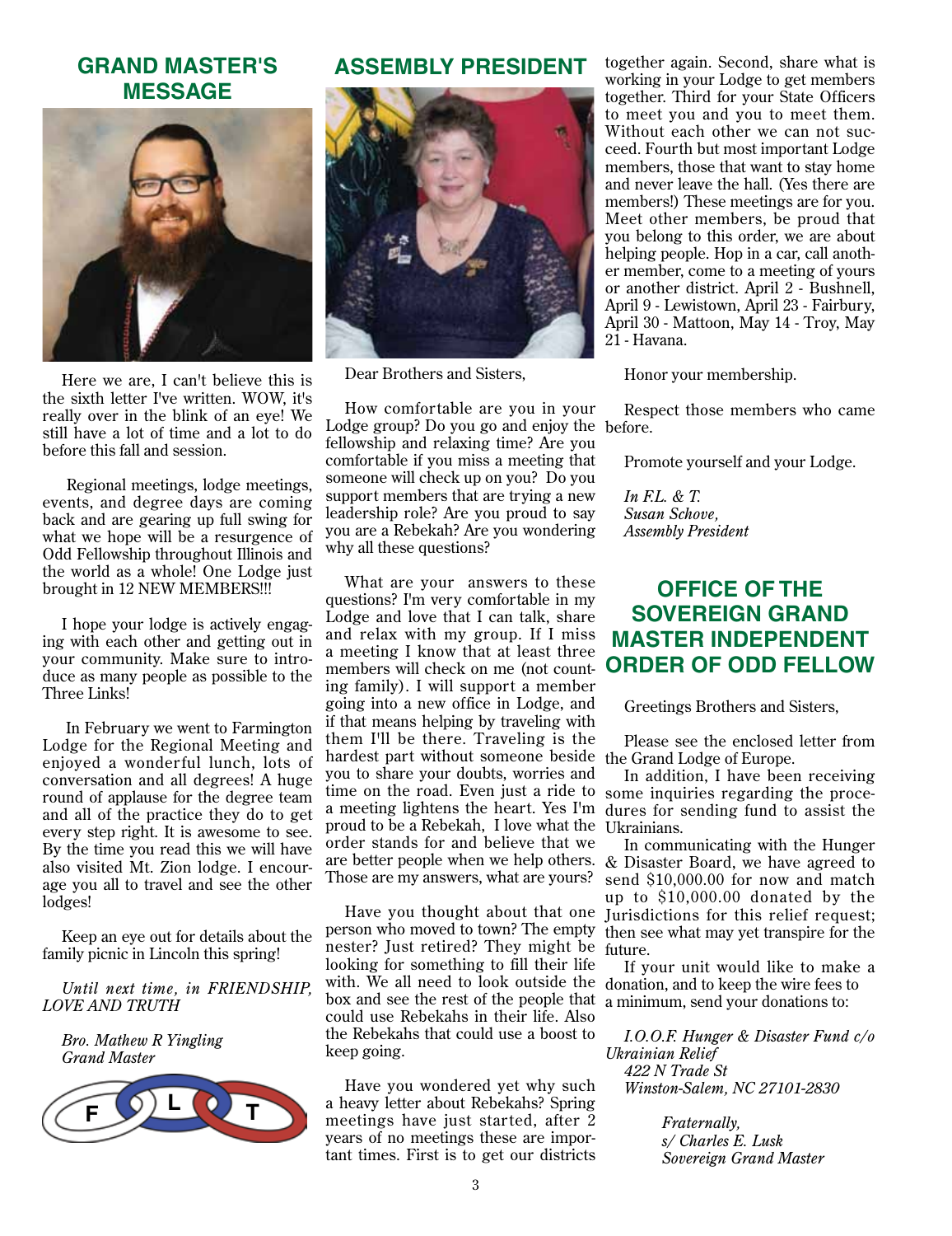## GRAND MASTER'S MESSAGE

Here we are, I can't believe this is the sixth letter I've written. WOW, it's really over in the blink of an eye! We still have a lot of time and a lot to do before this fall and session.

Regional meetings, lodge meetings, events, and degree days are coming back and are gearing up full swing for what we hope will be a resurgence of Odd Fellowship throughout Illinois and the world as a whole! One Lodge just brought in 12 NEW MEMBERS!!!

I hope your lodge is actively engaging with each other and getting out in your community. Make sure to introduce as many people as possible to the Three Links!

In February we went to Farmington Lodge for the Regional Meeting and enjoyed a wonderful lunch, lots of conversation and all degrees! A huge round of applause for the degree team and all of the practice they do to get every step right. It is awesome to see. By the time you read this we will have also visited Mt. Zion lodge. I encourage you all to travel and see the other lodges!

Keep an eye out for details about the family picnic in Lincoln this spring!

*Until next time, in FRIENDSHIP, LOVE AND TRUTH*

*Bro. Mathew R Yingling*
*Grand Master*

## ASSEMBLY PRESIDENT

Dear Brothers and Sisters,

How comfortable are you in your Lodge group? Do you go and enjoy the fellowship and relaxing time? Are you comfortable if you miss a meeting that someone will check up on you? Do you support members that are trying a new leadership role? Are you proud to say you are a Rebekah? Are you wondering why all these questions?

What are your answers to these questions? I'm very comfortable in my Lodge and love that I can talk, share and relax with my group. If I miss a meeting I know that at least three members will check on me (not counting family). I will support a member going into a new office in Lodge, and if that means helping by traveling with them I'll be there. Traveling is the hardest part without someone beside you to share your doubts, worries and time on the road. Even just a ride to a meeting lightens the heart. Yes I'm proud to be a Rebekah, I love what the order stands for and believe that we are better people when we help others. Those are my answers, what are yours?

Have you thought about that one person who moved to town? The empty nester? Just retired? They might be looking for something to fill their life with. We all need to look outside the box and see the rest of the people that could use Rebekahs in their life. Also the Rebekahs that could use a boost to keep going.

Have you wondered yet why such a heavy letter about Rebekahs? Spring meetings have just started, after 2 years of no meetings these are important times. First is to get our districts together again. Second, share what is working in your Lodge to get members together. Third for your State Officers to meet you and you to meet them. Without each other we can not succeed. Fourth but most important Lodge members, those that want to stay home and never leave the hall. (Yes there are members!) These meetings are for you. Meet other members, be proud that you belong to this order, we are about helping people. Hop in a car, call another member, come to a meeting of yours or another district. April 2 - Bushnell, April 9 - Lewistown, April 23 - Fairbury, April 30 - Mattoon, May 14 - Troy, May 21 - Havana.

Honor your membership.

Respect those members who came before.

Promote yourself and your Lodge.

*In F.L. & T.*
*Susan Schove,*
*Assembly President*

## OFFICE OF THE SOVEREIGN GRAND MASTER INDEPENDENT ORDER OF ODD FELLOW

Greetings Brothers and Sisters,

Please see the enclosed letter from the Grand Lodge of Europe.

In addition, I have been receiving some inquiries regarding the procedures for sending fund to assist the Ukrainians.

In communicating with the Hunger & Disaster Board, we have agreed to send $10,000.00 for now and match up to $10,000.00 donated by the Jurisdictions for this relief request; then see what may yet transpire for the future.

If your unit would like to make a donation, and to keep the wire fees to a minimum, send your donations to:

*I.O.O.F. Hunger & Disaster Fund c/o Ukrainian Relief*
*422 N Trade St*
*Winston-Salem, NC 27101-2830*

*Fraternally,*
*s/ Charles E. Lusk*
*Sovereign Grand Master*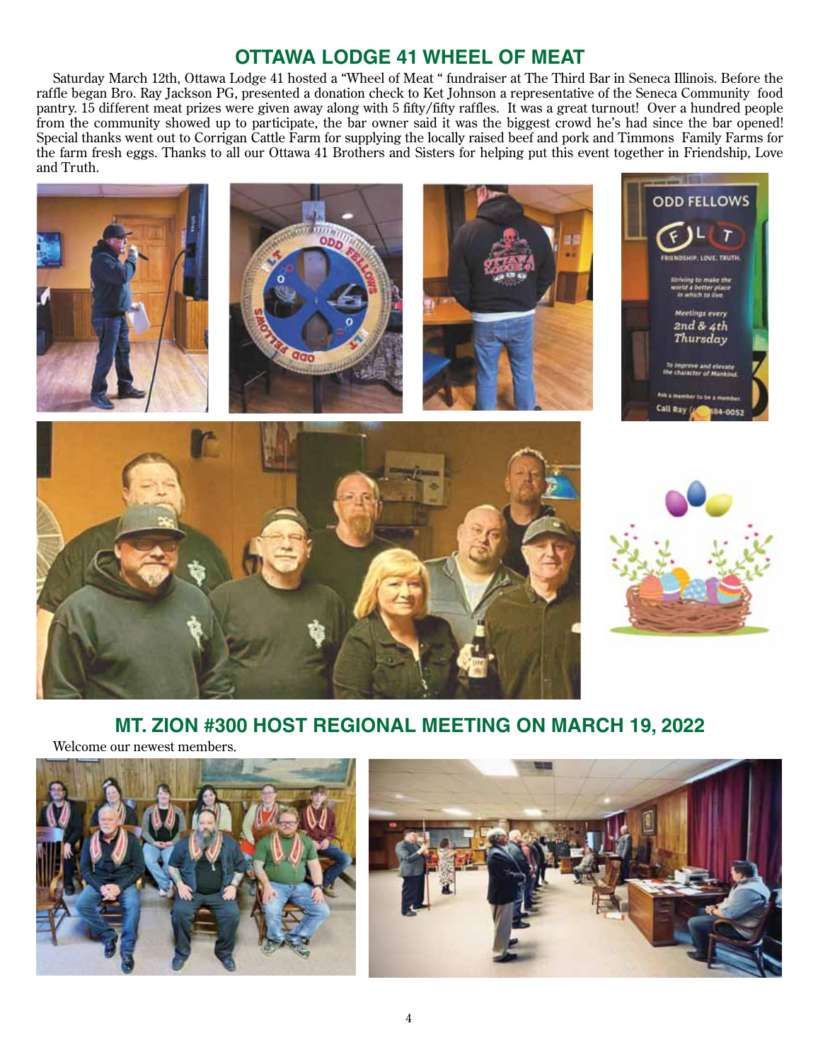## OTTAWA LODGE 41 WHEEL OF MEAT

Saturday March 12th, Ottawa Lodge 41 hosted a "Wheel of Meat " fundraiser at The Third Bar in Seneca Illinois. Before the raffle began Bro. Ray Jackson PG, presented a donation check to Ket Johnson a representative of the Seneca Community food pantry. 15 different meat prizes were given away along with 5 fifty/fifty raffles. It was a great turnout! Over a hundred people from the community showed up to participate, the bar owner said it was the biggest crowd he's had since the bar opened! Special thanks went out to Corrigan Cattle Farm for supplying the locally raised beef and pork and Timmons Family Farms for the farm fresh eggs. Thanks to all our Ottawa 41 Brothers and Sisters for helping put this event together in Friendship, Love and Truth.

## MT. ZION #300 HOST REGIONAL MEETING ON MARCH 19, 2022

Welcome our newest members.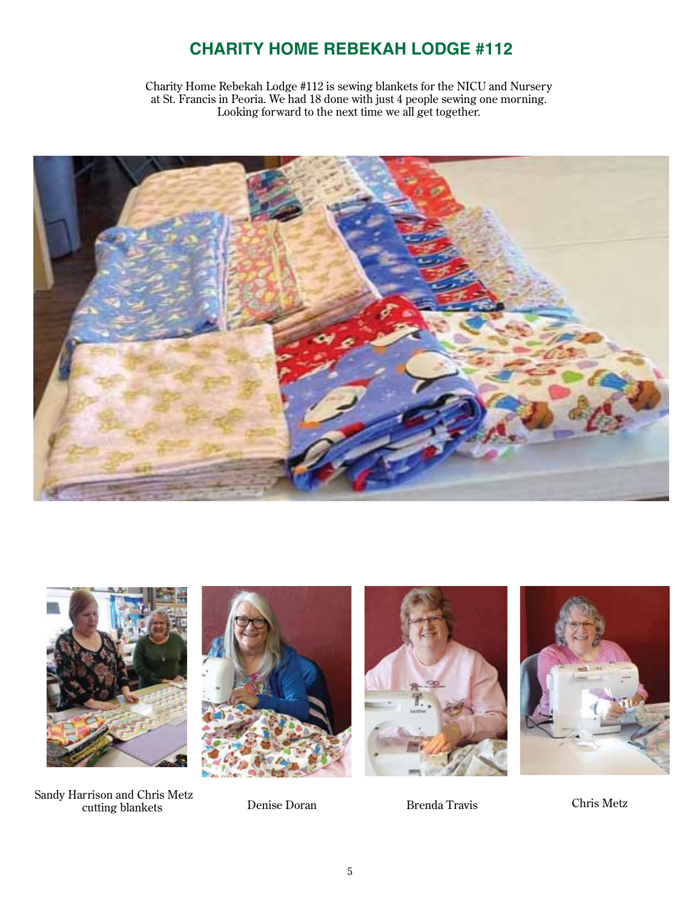# CHARITY HOME REBEKAH LODGE #112

Charity Home Rebekah Lodge #112 is sewing blankets for the NICU and Nursery at St. Francis in Peoria. We had 18 done with just 4 people sewing one morning. Looking forward to the next time we all get together.

Sandy Harrison and Chris Metz cutting blankets

Denise Doran

Brenda Travis

Chris Metz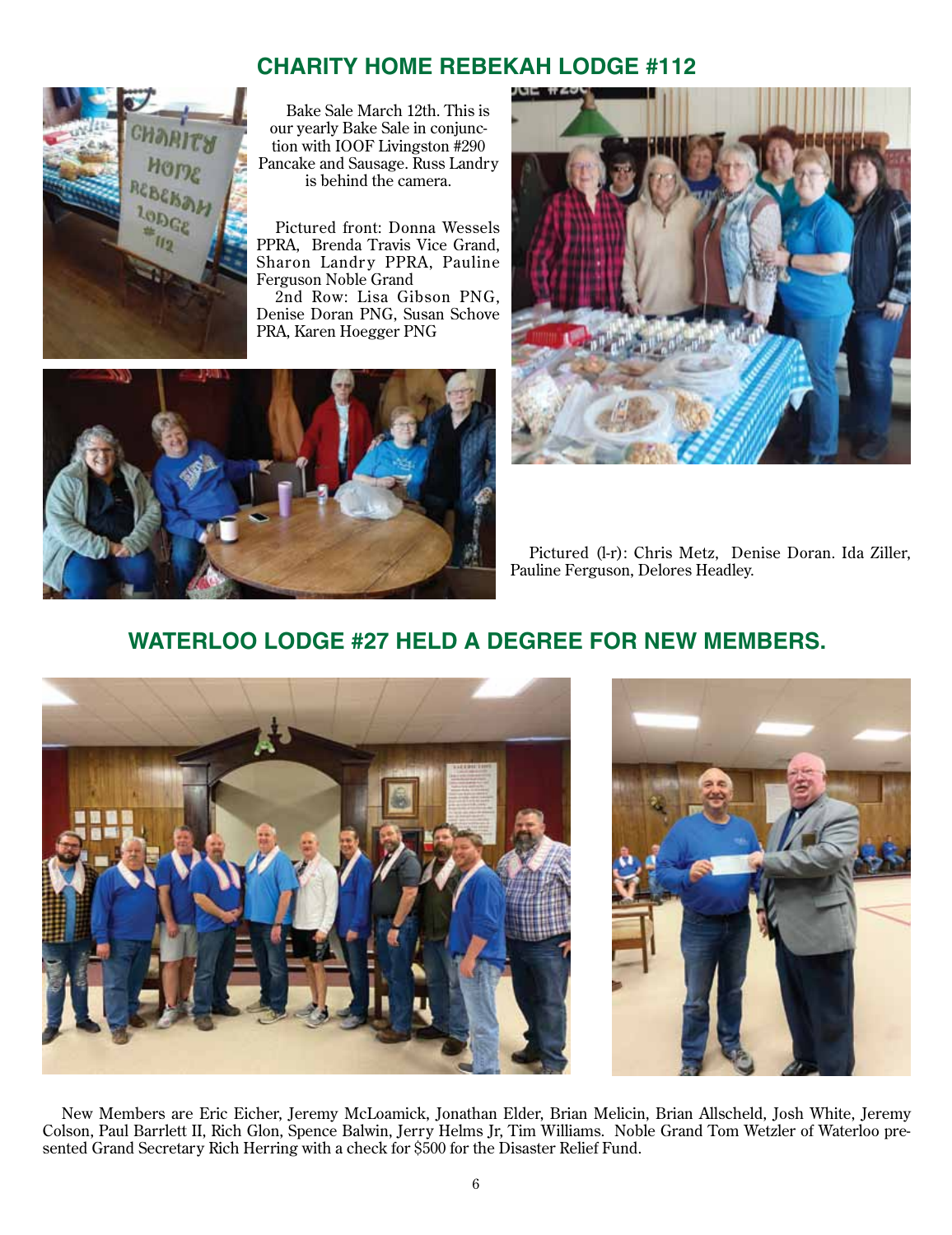## CHARITY HOME REBEKAH LODGE #112

Bake Sale March 12th. This is our yearly Bake Sale in conjunction with IOOF Livingston #290 Pancake and Sausage. Russ Landry is behind the camera.

Pictured front: Donna Wessels PPRA, Brenda Travis Vice Grand, Sharon Landry PPRA, Pauline Ferguson Noble Grand
2nd Row: Lisa Gibson PNG, Denise Doran PNG, Susan Schove PRA, Karen Hoegger PNG

Pictured (l-r): Chris Metz, Denise Doran. Ida Ziller, Pauline Ferguson, Delores Headley.

## WATERLOO LODGE #27 HELD A DEGREE FOR NEW MEMBERS.

New Members are Eric Eicher, Jeremy McLoamick, Jonathan Elder, Brian Melicin, Brian Allscheld, Josh White, Jeremy Colson, Paul Barrlett II, Rich Glon, Spence Balwin, Jerry Helms Jr, Tim Williams. Noble Grand Tom Wetzler of Waterloo presented Grand Secretary Rich Herring with a check for $500 for the Disaster Relief Fund.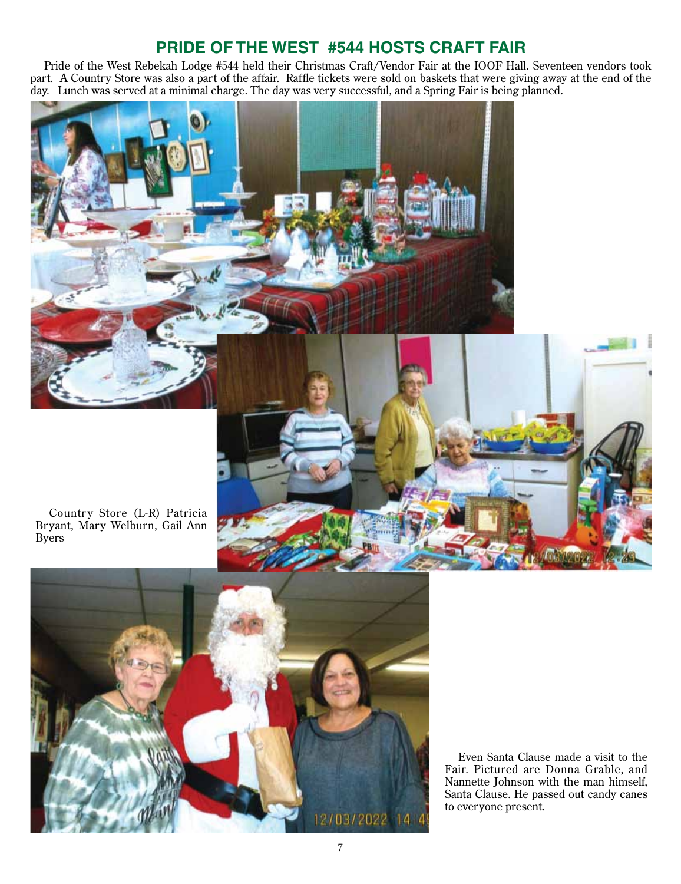## PRIDE OF THE WEST #544 HOSTS CRAFT FAIR

Pride of the West Rebekah Lodge #544 held their Christmas Craft/Vendor Fair at the IOOF Hall. Seventeen vendors took part. A Country Store was also a part of the affair. Raffle tickets were sold on baskets that were giving away at the end of the day. Lunch was served at a minimal charge. The day was very successful, and a Spring Fair is being planned.

Country Store (L-R) Patricia Bryant, Mary Welburn, Gail Ann Byers

Even Santa Clause made a visit to the Fair. Pictured are Donna Grable, and Nannette Johnson with the man himself, Santa Clause. He passed out candy canes to everyone present.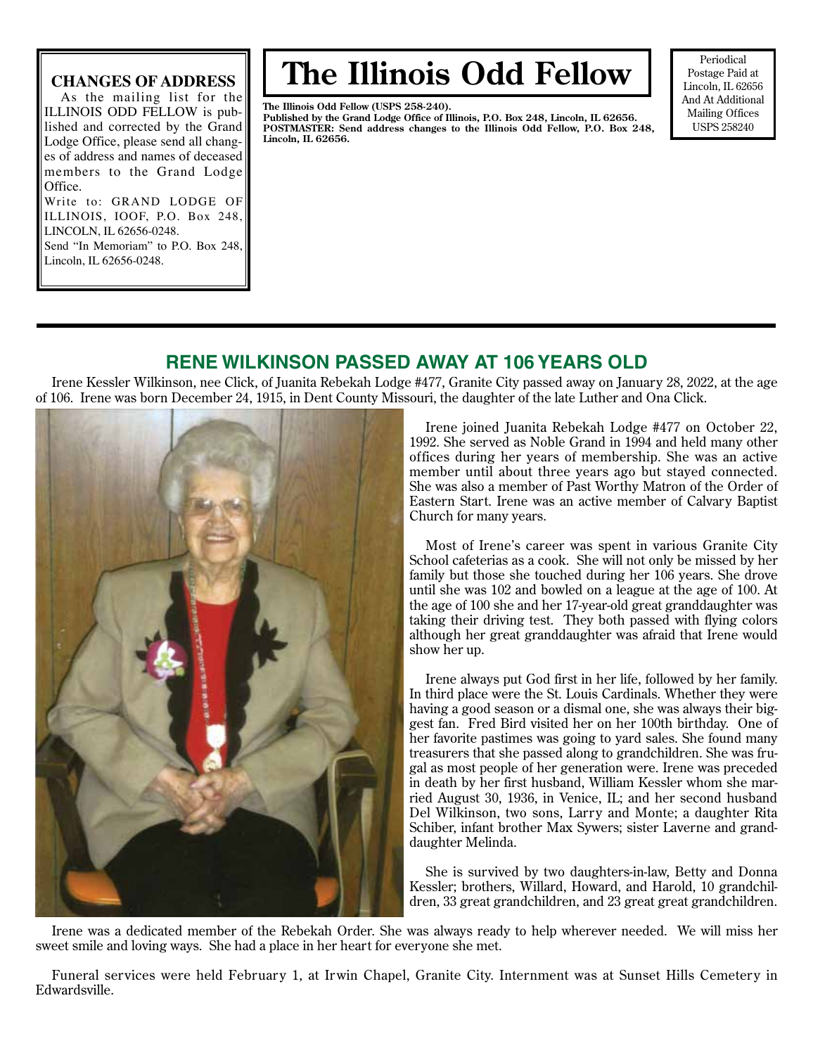### CHANGES OF ADDRESS

As the mailing list for the ILLINOIS ODD FELLOW is published and corrected by the Grand Lodge Office, please send all changes of address and names of deceased members to the Grand Lodge Office.

Write to: GRAND LODGE OF ILLINOIS, IOOF, P.O. Box 248, LINCOLN, IL 62656-0248.

Send "In Memoriam" to P.O. Box 248, Lincoln, IL 62656-0248.

# The Illinois Odd Fellow

**The Illinois Odd Fellow (USPS 258-240).**
**Published by the Grand Lodge Office of Illinois, P.O. Box 248, Lincoln, IL 62656.**
**POSTMASTER: Send address changes to the Illinois Odd Fellow, P.O. Box 248, Lincoln, IL 62656.**

Periodical Postage Paid at Lincoln, IL 62656 And At Additional Mailing Offices USPS 258240

## RENE WILKINSON PASSED AWAY AT 106 YEARS OLD

Irene Kessler Wilkinson, nee Click, of Juanita Rebekah Lodge #477, Granite City passed away on January 28, 2022, at the age of 106. Irene was born December 24, 1915, in Dent County Missouri, the daughter of the late Luther and Ona Click.

Irene joined Juanita Rebekah Lodge #477 on October 22, 1992. She served as Noble Grand in 1994 and held many other offices during her years of membership. She was an active member until about three years ago but stayed connected. She was also a member of Past Worthy Matron of the Order of Eastern Start. Irene was an active member of Calvary Baptist Church for many years.

Most of Irene's career was spent in various Granite City School cafeterias as a cook. She will not only be missed by her family but those she touched during her 106 years. She drove until she was 102 and bowled on a league at the age of 100. At the age of 100 she and her 17-year-old great granddaughter was taking their driving test. They both passed with flying colors although her great granddaughter was afraid that Irene would show her up.

Irene always put God first in her life, followed by her family. In third place were the St. Louis Cardinals. Whether they were having a good season or a dismal one, she was always their biggest fan. Fred Bird visited her on her 100th birthday. One of her favorite pastimes was going to yard sales. She found many treasurers that she passed along to grandchildren. She was frugal as most people of her generation were. Irene was preceded in death by her first husband, William Kessler whom she married August 30, 1936, in Venice, IL; and her second husband Del Wilkinson, two sons, Larry and Monte; a daughter Rita Schiber, infant brother Max Sywers; sister Laverne and granddaughter Melinda.

She is survived by two daughters-in-law, Betty and Donna Kessler; brothers, Willard, Howard, and Harold, 10 grandchildren, 33 great grandchildren, and 23 great great grandchildren.

Irene was a dedicated member of the Rebekah Order. She was always ready to help wherever needed. We will miss her sweet smile and loving ways. She had a place in her heart for everyone she met.

Funeral services were held February 1, at Irwin Chapel, Granite City. Internment was at Sunset Hills Cemetery in Edwardsville.